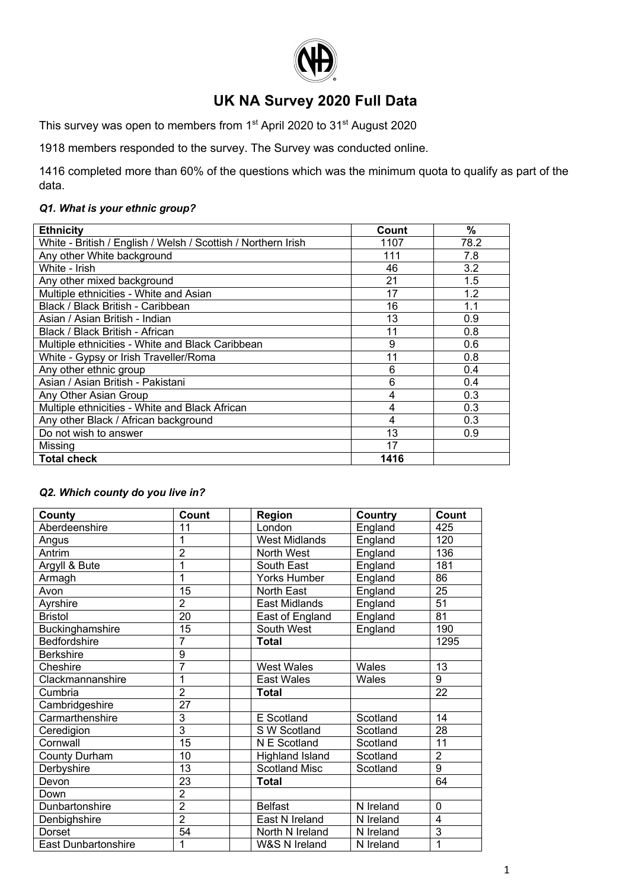# UK NA Survey 2020 Full Data

This survey was open to members from 1st April 2020 to 31st August 2020

1918 members responded to the survey. The Survey was conducted online.

1416 completed more than 60% of the questions which was the minimum quota to qualify as part of the data.

***Q1. What is your ethnic group?***

| Ethnicity | Count | % |
|---|---|---|
| White - British / English / Welsh / Scottish / Northern Irish | 1107 | 78.2 |
| Any other White background | 111 | 7.8 |
| White - Irish | 46 | 3.2 |
| Any other mixed background | 21 | 1.5 |
| Multiple ethnicities - White and Asian | 17 | 1.2 |
| Black / Black British - Caribbean | 16 | 1.1 |
| Asian / Asian British - Indian | 13 | 0.9 |
| Black / Black British - African | 11 | 0.8 |
| Multiple ethnicities - White and Black Caribbean | 9 | 0.6 |
| White - Gypsy or Irish Traveller/Roma | 11 | 0.8 |
| Any other ethnic group | 6 | 0.4 |
| Asian / Asian British - Pakistani | 6 | 0.4 |
| Any Other Asian Group | 4 | 0.3 |
| Multiple ethnicities - White and Black African | 4 | 0.3 |
| Any other Black / African background | 4 | 0.3 |
| Do not wish to answer | 13 | 0.9 |
| Missing | 17 | |
| **Total check** | **1416** | |

***Q2. Which county do you live in?***

| County | Count | | Region | Country | Count |
|---|---|---|---|---|---|
| Aberdeenshire | 11 | | London | England | 425 |
| Angus | 1 | | West Midlands | England | 120 |
| Antrim | 2 | | North West | England | 136 |
| Argyll & Bute | 1 | | South East | England | 181 |
| Armagh | 1 | | Yorks Humber | England | 86 |
| Avon | 15 | | North East | England | 25 |
| Ayrshire | 2 | | East Midlands | England | 51 |
| Bristol | 20 | | East of England | England | 81 |
| Buckinghamshire | 15 | | South West | England | 190 |
| Bedfordshire | 7 | | **Total** | | 1295 |
| Berkshire | 9 | | | | |
| Cheshire | 7 | | West Wales | Wales | 13 |
| Clackmannanshire | 1 | | East Wales | Wales | 9 |
| Cumbria | 2 | | **Total** | | 22 |
| Cambridgeshire | 27 | | | | |
| Carmarthenshire | 3 | | E Scotland | Scotland | 14 |
| Ceredigion | 3 | | S W Scotland | Scotland | 28 |
| Cornwall | 15 | | N E Scotland | Scotland | 11 |
| County Durham | 10 | | Highland Island | Scotland | 2 |
| Derbyshire | 13 | | Scotland Misc | Scotland | 9 |
| Devon | 23 | | **Total** | | 64 |
| Down | 2 | | | | |
| Dunbartonshire | 2 | | Belfast | N Ireland | 0 |
| Denbighshire | 2 | | East N Ireland | N Ireland | 4 |
| Dorset | 54 | | North N Ireland | N Ireland | 3 |
| East Dunbartonshire | 1 | | W&S N Ireland | N Ireland | 1 |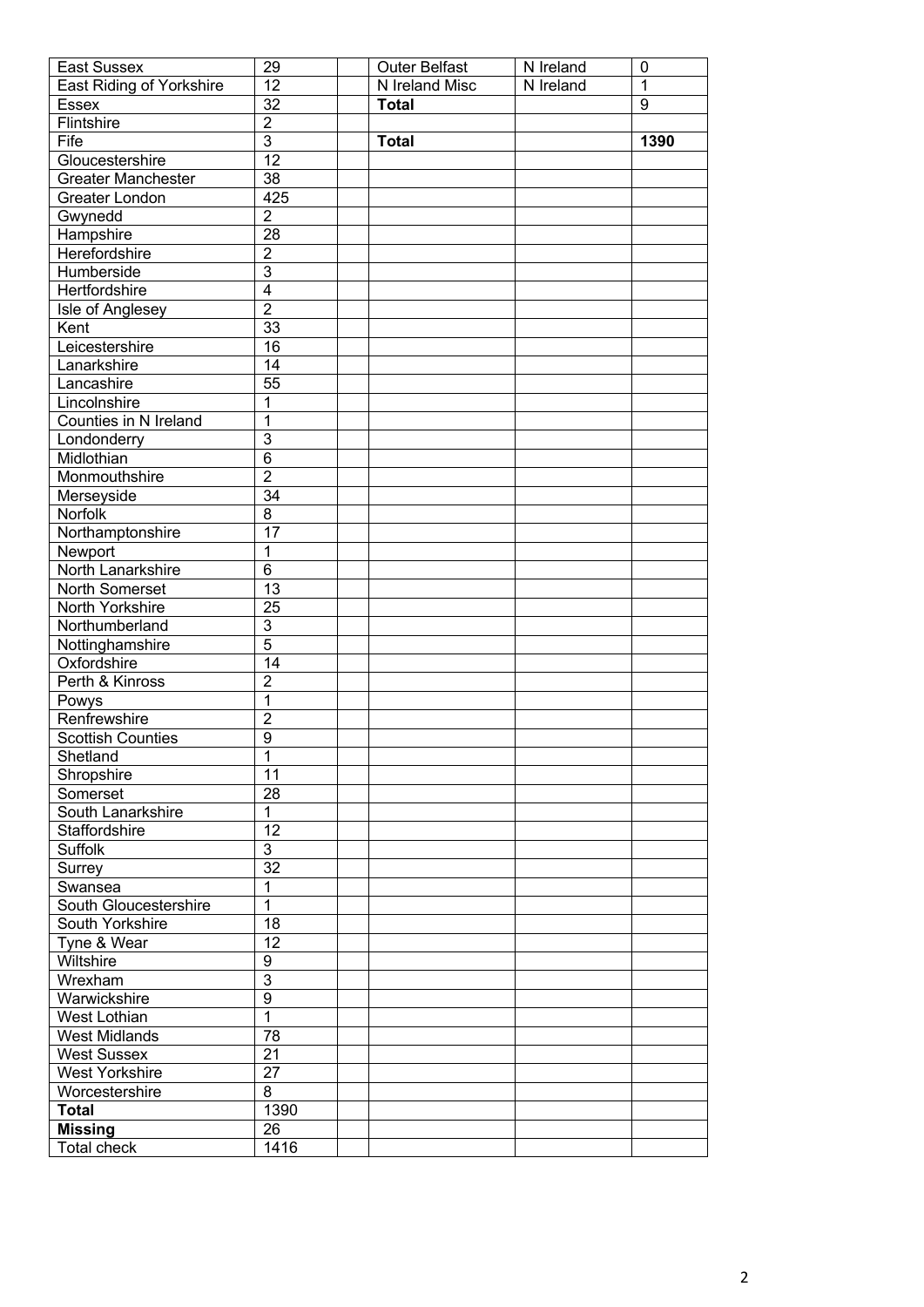| East Sussex | 29 | | Outer Belfast | N Ireland | 0 |
|---|---|---|---|---|---|
| East Riding of Yorkshire | 12 | | N Ireland Misc | N Ireland | 1 |
| Essex | 32 | | **Total** | | 9 |
| Flintshire | 2 | | | | |
| Fife | 3 | | **Total** | | **1390** |
| Gloucestershire | 12 | | | | |
| Greater Manchester | 38 | | | | |
| Greater London | 425 | | | | |
| Gwynedd | 2 | | | | |
| Hampshire | 28 | | | | |
| Herefordshire | 2 | | | | |
| Humberside | 3 | | | | |
| Hertfordshire | 4 | | | | |
| Isle of Anglesey | 2 | | | | |
| Kent | 33 | | | | |
| Leicestershire | 16 | | | | |
| Lanarkshire | 14 | | | | |
| Lancashire | 55 | | | | |
| Lincolnshire | 1 | | | | |
| Counties in N Ireland | 1 | | | | |
| Londonderry | 3 | | | | |
| Midlothian | 6 | | | | |
| Monmouthshire | 2 | | | | |
| Merseyside | 34 | | | | |
| Norfolk | 8 | | | | |
| Northamptonshire | 17 | | | | |
| Newport | 1 | | | | |
| North Lanarkshire | 6 | | | | |
| North Somerset | 13 | | | | |
| North Yorkshire | 25 | | | | |
| Northumberland | 3 | | | | |
| Nottinghamshire | 5 | | | | |
| Oxfordshire | 14 | | | | |
| Perth & Kinross | 2 | | | | |
| Powys | 1 | | | | |
| Renfrewshire | 2 | | | | |
| Scottish Counties | 9 | | | | |
| Shetland | 1 | | | | |
| Shropshire | 11 | | | | |
| Somerset | 28 | | | | |
| South Lanarkshire | 1 | | | | |
| Staffordshire | 12 | | | | |
| Suffolk | 3 | | | | |
| Surrey | 32 | | | | |
| Swansea | 1 | | | | |
| South Gloucestershire | 1 | | | | |
| South Yorkshire | 18 | | | | |
| Tyne & Wear | 12 | | | | |
| Wiltshire | 9 | | | | |
| Wrexham | 3 | | | | |
| Warwickshire | 9 | | | | |
| West Lothian | 1 | | | | |
| West Midlands | 78 | | | | |
| West Sussex | 21 | | | | |
| West Yorkshire | 27 | | | | |
| Worcestershire | 8 | | | | |
| **Total** | 1390 | | | | |
| **Missing** | 26 | | | | |
| Total check | 1416 | | | | |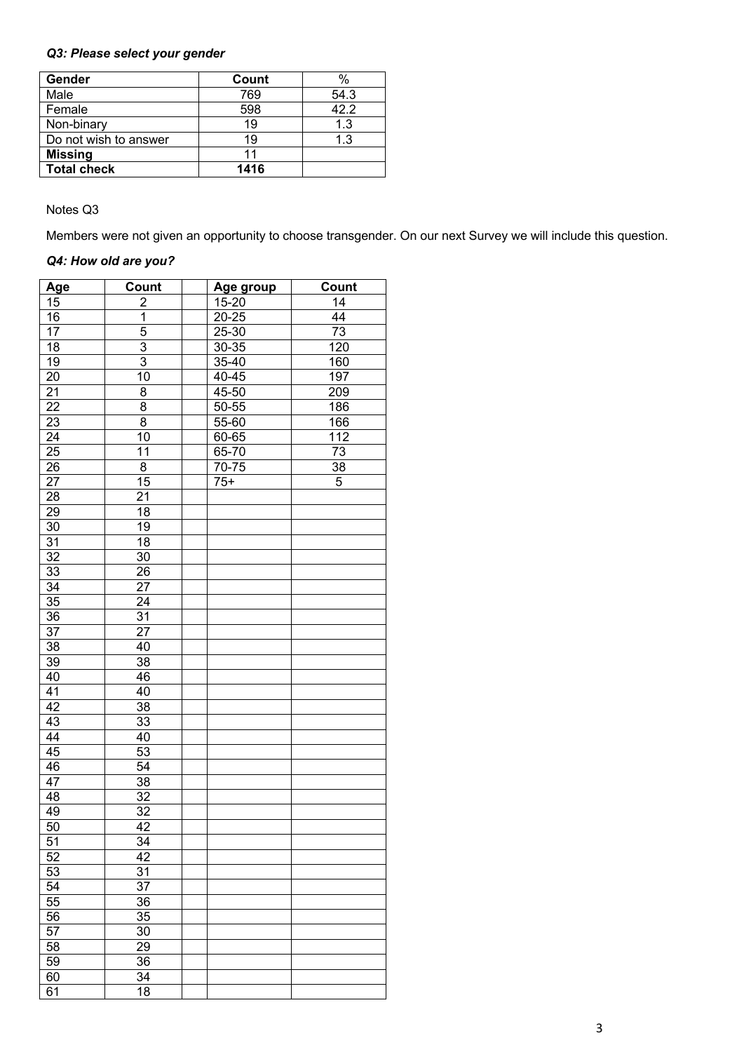### *Q3: Please select your gender*

| Gender | Count | % |
|---|---|---|
| Male | 769 | 54.3 |
| Female | 598 | 42.2 |
| Non-binary | 19 | 1.3 |
| Do not wish to answer | 19 | 1.3 |
| **Missing** | 11 | |
| **Total check** | **1416** | |

Notes Q3

Members were not given an opportunity to choose transgender. On our next Survey we will include this question.

### *Q4: How old are you?*

| Age | Count | | Age group | Count |
|---|---|---|---|---|
| 15 | 2 | | 15-20 | 14 |
| 16 | 1 | | 20-25 | 44 |
| 17 | 5 | | 25-30 | 73 |
| 18 | 3 | | 30-35 | 120 |
| 19 | 3 | | 35-40 | 160 |
| 20 | 10 | | 40-45 | 197 |
| 21 | 8 | | 45-50 | 209 |
| 22 | 8 | | 50-55 | 186 |
| 23 | 8 | | 55-60 | 166 |
| 24 | 10 | | 60-65 | 112 |
| 25 | 11 | | 65-70 | 73 |
| 26 | 8 | | 70-75 | 38 |
| 27 | 15 | | 75+ | 5 |
| 28 | 21 | | | |
| 29 | 18 | | | |
| 30 | 19 | | | |
| 31 | 18 | | | |
| 32 | 30 | | | |
| 33 | 26 | | | |
| 34 | 27 | | | |
| 35 | 24 | | | |
| 36 | 31 | | | |
| 37 | 27 | | | |
| 38 | 40 | | | |
| 39 | 38 | | | |
| 40 | 46 | | | |
| 41 | 40 | | | |
| 42 | 38 | | | |
| 43 | 33 | | | |
| 44 | 40 | | | |
| 45 | 53 | | | |
| 46 | 54 | | | |
| 47 | 38 | | | |
| 48 | 32 | | | |
| 49 | 32 | | | |
| 50 | 42 | | | |
| 51 | 34 | | | |
| 52 | 42 | | | |
| 53 | 31 | | | |
| 54 | 37 | | | |
| 55 | 36 | | | |
| 56 | 35 | | | |
| 57 | 30 | | | |
| 58 | 29 | | | |
| 59 | 36 | | | |
| 60 | 34 | | | |
| 61 | 18 | | | |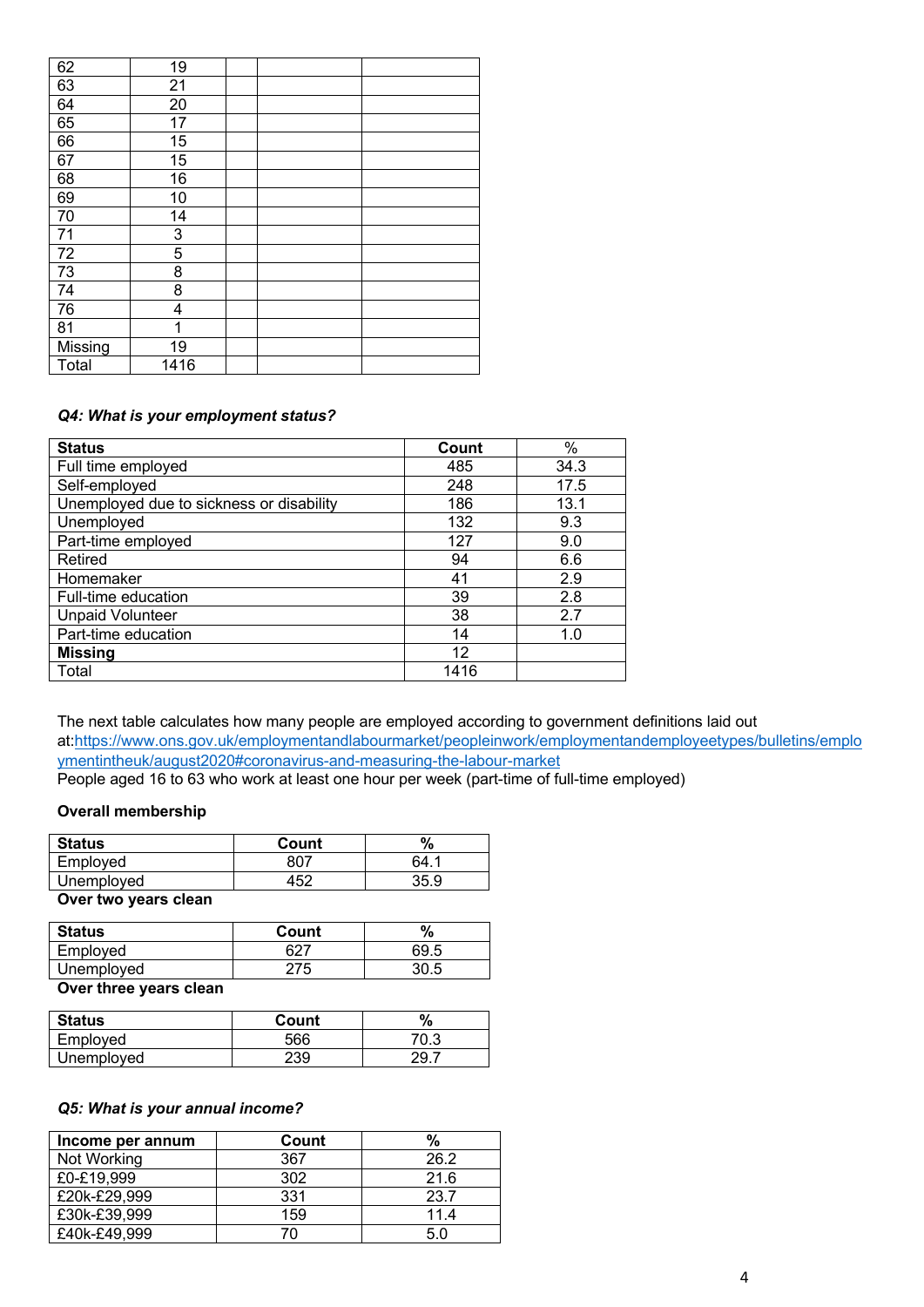| | | | | |
|---|---|---|---|---|
| 62 | 19 | | | |
| 63 | 21 | | | |
| 64 | 20 | | | |
| 65 | 17 | | | |
| 66 | 15 | | | |
| 67 | 15 | | | |
| 68 | 16 | | | |
| 69 | 10 | | | |
| 70 | 14 | | | |
| 71 | 3 | | | |
| 72 | 5 | | | |
| 73 | 8 | | | |
| 74 | 8 | | | |
| 76 | 4 | | | |
| 81 | 1 | | | |
| Missing | 19 | | | |
| Total | 1416 | | | |

***Q4: What is your employment status?***

| **Status** | **Count** | % |
|---|---|---|
| Full time employed | 485 | 34.3 |
| Self-employed | 248 | 17.5 |
| Unemployed due to sickness or disability | 186 | 13.1 |
| Unemployed | 132 | 9.3 |
| Part-time employed | 127 | 9.0 |
| Retired | 94 | 6.6 |
| Homemaker | 41 | 2.9 |
| Full-time education | 39 | 2.8 |
| Unpaid Volunteer | 38 | 2.7 |
| Part-time education | 14 | 1.0 |
| **Missing** | 12 | |
| Total | 1416 | |

The next table calculates how many people are employed according to government definitions laid out at:https://www.ons.gov.uk/employmentandlabourmarket/peopleinwork/employmentandemployeetypes/bulletins/employmentintheuk/august2020#coronavirus-and-measuring-the-labour-market
People aged 16 to 63 who work at least one hour per week (part-time of full-time employed)

**Overall membership**

| **Status** | **Count** | **%** |
|---|---|---|
| Employed | 807 | 64.1 |
| Unemployed | 452 | 35.9 |

**Over two years clean**

| **Status** | **Count** | **%** |
|---|---|---|
| Employed | 627 | 69.5 |
| Unemployed | 275 | 30.5 |

**Over three years clean**

| **Status** | **Count** | **%** |
|---|---|---|
| Employed | 566 | 70.3 |
| Unemployed | 239 | 29.7 |

***Q5: What is your annual income?***

| **Income per annum** | **Count** | **%** |
|---|---|---|
| Not Working | 367 | 26.2 |
| £0-£19,999 | 302 | 21.6 |
| £20k-£29,999 | 331 | 23.7 |
| £30k-£39,999 | 159 | 11.4 |
| £40k-£49,999 | 70 | 5.0 |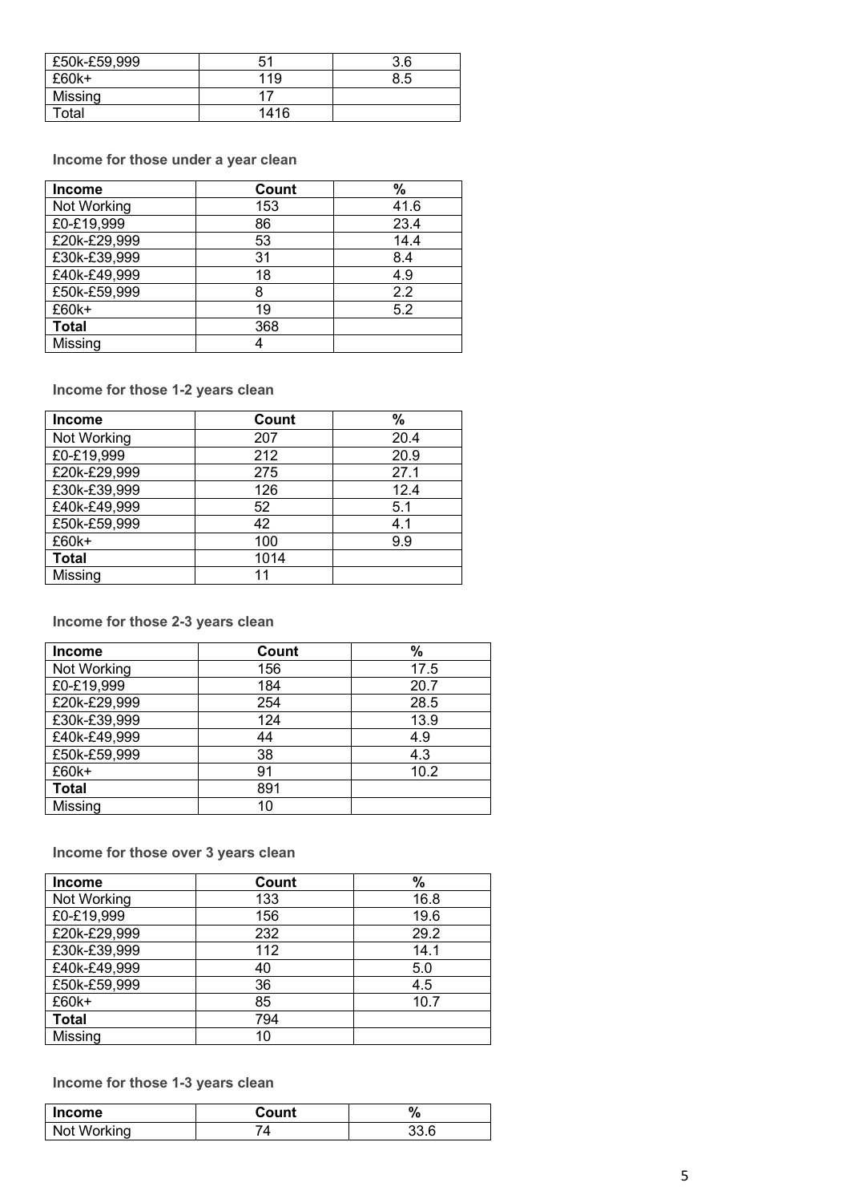| | | |
|---|---|---|
| £50k-£59,999 | 51 | 3.6 |
| £60k+ | 119 | 8.5 |
| Missing | 17 | |
| Total | 1416 | |

**Income for those under a year clean**

| Income | Count | % |
|---|---|---|
| Not Working | 153 | 41.6 |
| £0-£19,999 | 86 | 23.4 |
| £20k-£29,999 | 53 | 14.4 |
| £30k-£39,999 | 31 | 8.4 |
| £40k-£49,999 | 18 | 4.9 |
| £50k-£59,999 | 8 | 2.2 |
| £60k+ | 19 | 5.2 |
| **Total** | 368 | |
| Missing | 4 | |

**Income for those 1-2 years clean**

| Income | Count | % |
|---|---|---|
| Not Working | 207 | 20.4 |
| £0-£19,999 | 212 | 20.9 |
| £20k-£29,999 | 275 | 27.1 |
| £30k-£39,999 | 126 | 12.4 |
| £40k-£49,999 | 52 | 5.1 |
| £50k-£59,999 | 42 | 4.1 |
| £60k+ | 100 | 9.9 |
| **Total** | 1014 | |
| Missing | 11 | |

**Income for those 2-3 years clean**

| Income | Count | % |
|---|---|---|
| Not Working | 156 | 17.5 |
| £0-£19,999 | 184 | 20.7 |
| £20k-£29,999 | 254 | 28.5 |
| £30k-£39,999 | 124 | 13.9 |
| £40k-£49,999 | 44 | 4.9 |
| £50k-£59,999 | 38 | 4.3 |
| £60k+ | 91 | 10.2 |
| **Total** | 891 | |
| Missing | 10 | |

**Income for those over 3 years clean**

| Income | Count | % |
|---|---|---|
| Not Working | 133 | 16.8 |
| £0-£19,999 | 156 | 19.6 |
| £20k-£29,999 | 232 | 29.2 |
| £30k-£39,999 | 112 | 14.1 |
| £40k-£49,999 | 40 | 5.0 |
| £50k-£59,999 | 36 | 4.5 |
| £60k+ | 85 | 10.7 |
| **Total** | 794 | |
| Missing | 10 | |

**Income for those 1-3 years clean**

| Income | Count | % |
|---|---|---|
| Not Working | 74 | 33.6 |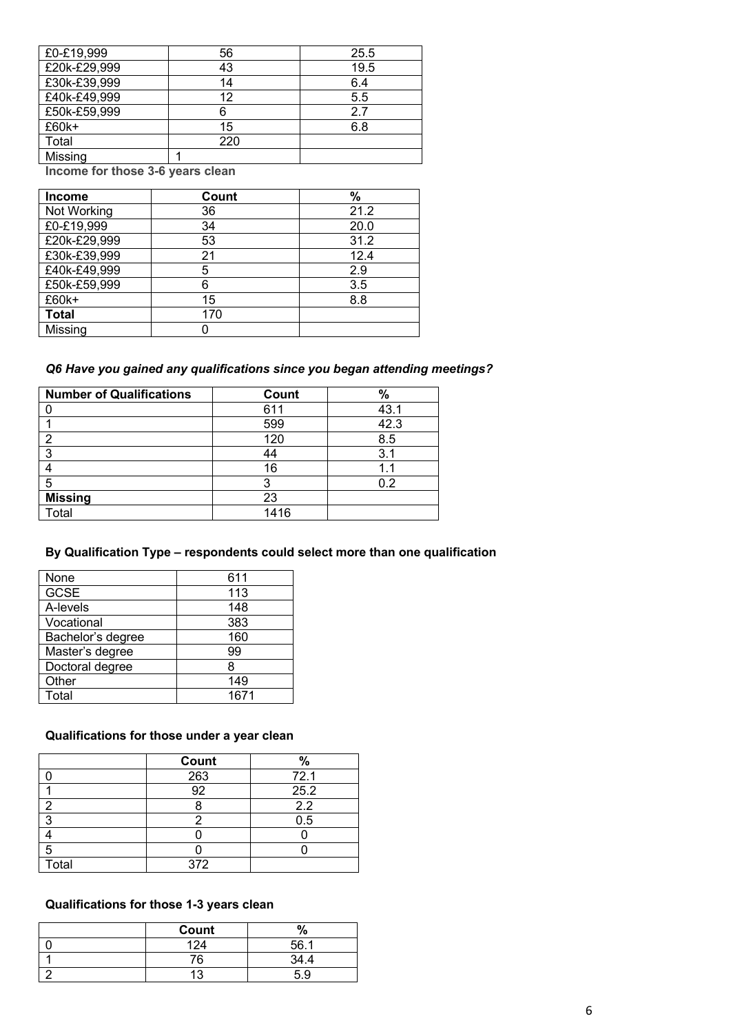| | | |
|---|---|---|
| £0-£19,999 | 56 | 25.5 |
| £20k-£29,999 | 43 | 19.5 |
| £30k-£39,999 | 14 | 6.4 |
| £40k-£49,999 | 12 | 5.5 |
| £50k-£59,999 | 6 | 2.7 |
| £60k+ | 15 | 6.8 |
| Total | 220 | |
| Missing | 1 | |

**Income for those 3-6 years clean**

| Income | Count | % |
|---|---|---|
| Not Working | 36 | 21.2 |
| £0-£19,999 | 34 | 20.0 |
| £20k-£29,999 | 53 | 31.2 |
| £30k-£39,999 | 21 | 12.4 |
| £40k-£49,999 | 5 | 2.9 |
| £50k-£59,999 | 6 | 3.5 |
| £60k+ | 15 | 8.8 |
| **Total** | 170 | |
| Missing | 0 | |

### *Q6 Have you gained any qualifications since you began attending meetings?*

| Number of Qualifications | Count | % |
|---|---|---|
| 0 | 611 | 43.1 |
| 1 | 599 | 42.3 |
| 2 | 120 | 8.5 |
| 3 | 44 | 3.1 |
| 4 | 16 | 1.1 |
| 5 | 3 | 0.2 |
| **Missing** | 23 | |
| Total | 1416 | |

**By Qualification Type – respondents could select more than one qualification**

| | |
|---|---|
| None | 611 |
| GCSE | 113 |
| A-levels | 148 |
| Vocational | 383 |
| Bachelor's degree | 160 |
| Master's degree | 99 |
| Doctoral degree | 8 |
| Other | 149 |
| Total | 1671 |

**Qualifications for those under a year clean**

| | Count | % |
|---|---|---|
| 0 | 263 | 72.1 |
| 1 | 92 | 25.2 |
| 2 | 8 | 2.2 |
| 3 | 2 | 0.5 |
| 4 | 0 | 0 |
| 5 | 0 | 0 |
| Total | 372 | |

**Qualifications for those 1-3 years clean**

| | Count | % |
|---|---|---|
| 0 | 124 | 56.1 |
| 1 | 76 | 34.4 |
| 2 | 13 | 5.9 |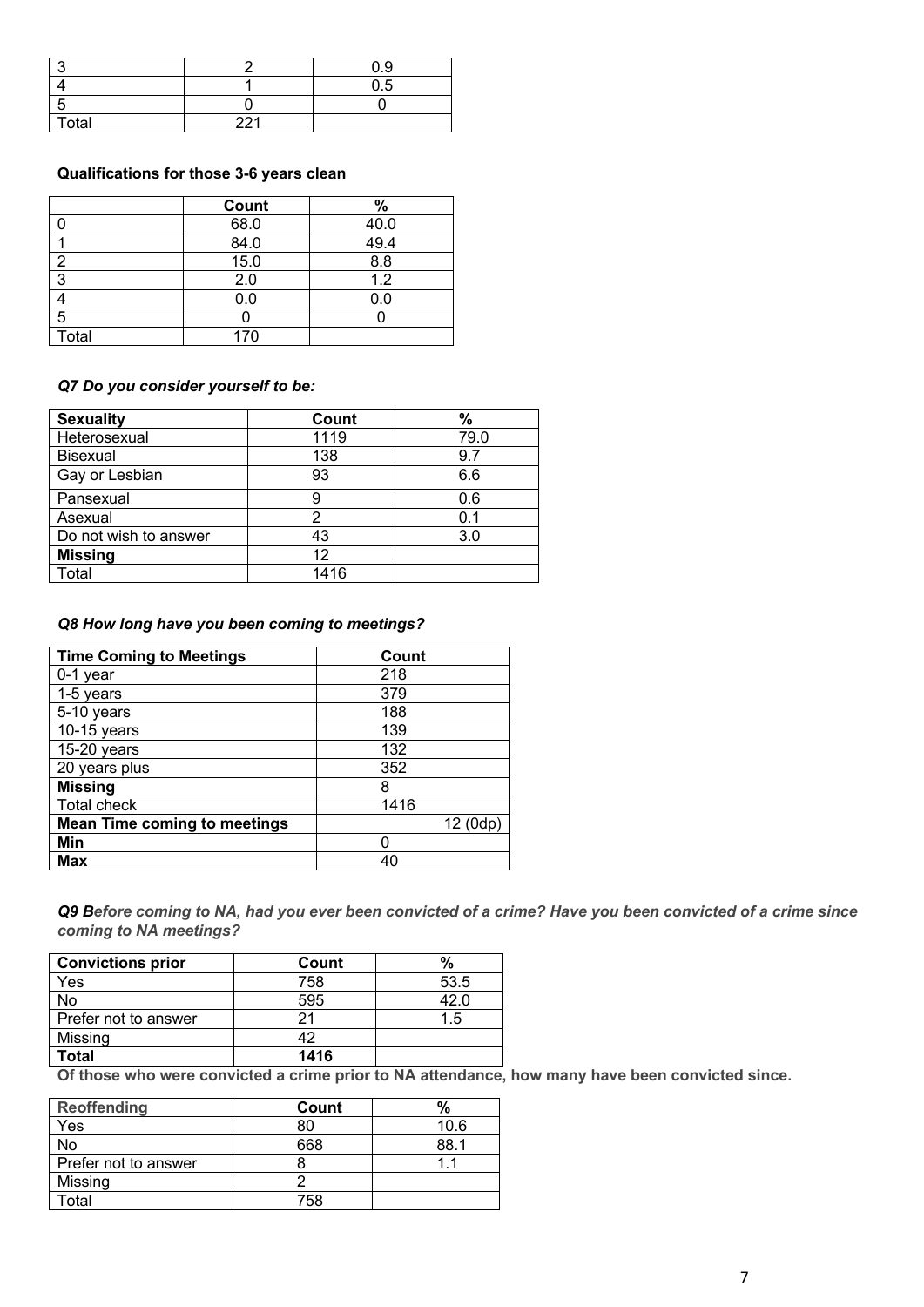| | | |
|---|---|---|
| 3 | 2 | 0.9 |
| 4 | 1 | 0.5 |
| 5 | 0 | 0 |
| Total | 221 | |

**Qualifications for those 3-6 years clean**

| | Count | % |
|---|---|---|
| 0 | 68.0 | 40.0 |
| 1 | 84.0 | 49.4 |
| 2 | 15.0 | 8.8 |
| 3 | 2.0 | 1.2 |
| 4 | 0.0 | 0.0 |
| 5 | 0 | 0 |
| Total | 170 | |

***Q7 Do you consider yourself to be:***

| **Sexuality** | **Count** | **%** |
|---|---|---|
| Heterosexual | 1119 | 79.0 |
| Bisexual | 138 | 9.7 |
| Gay or Lesbian | 93 | 6.6 |
| Pansexual | 9 | 0.6 |
| Asexual | 2 | 0.1 |
| Do not wish to answer | 43 | 3.0 |
| **Missing** | 12 | |
| Total | 1416 | |

***Q8 How long have you been coming to meetings?***

| **Time Coming to Meetings** | **Count** |
|---|---|
| 0-1 year | 218 |
| 1-5 years | 379 |
| 5-10 years | 188 |
| 10-15 years | 139 |
| 15-20 years | 132 |
| 20 years plus | 352 |
| **Missing** | 8 |
| Total check | 1416 |
| **Mean Time coming to meetings** | 12 (0dp) |
| **Min** | 0 |
| **Max** | 40 |

***Q9 Before coming to NA, had you ever been convicted of a crime? Have you been convicted of a crime since coming to NA meetings?***

| **Convictions prior** | **Count** | **%** |
|---|---|---|
| Yes | 758 | 53.5 |
| No | 595 | 42.0 |
| Prefer not to answer | 21 | 1.5 |
| Missing | 42 | |
| **Total** | **1416** | |

**Of those who were convicted a crime prior to NA attendance, how many have been convicted since.**

| **Reoffending** | **Count** | **%** |
|---|---|---|
| Yes | 80 | 10.6 |
| No | 668 | 88.1 |
| Prefer not to answer | 8 | 1.1 |
| Missing | 2 | |
| Total | 758 | |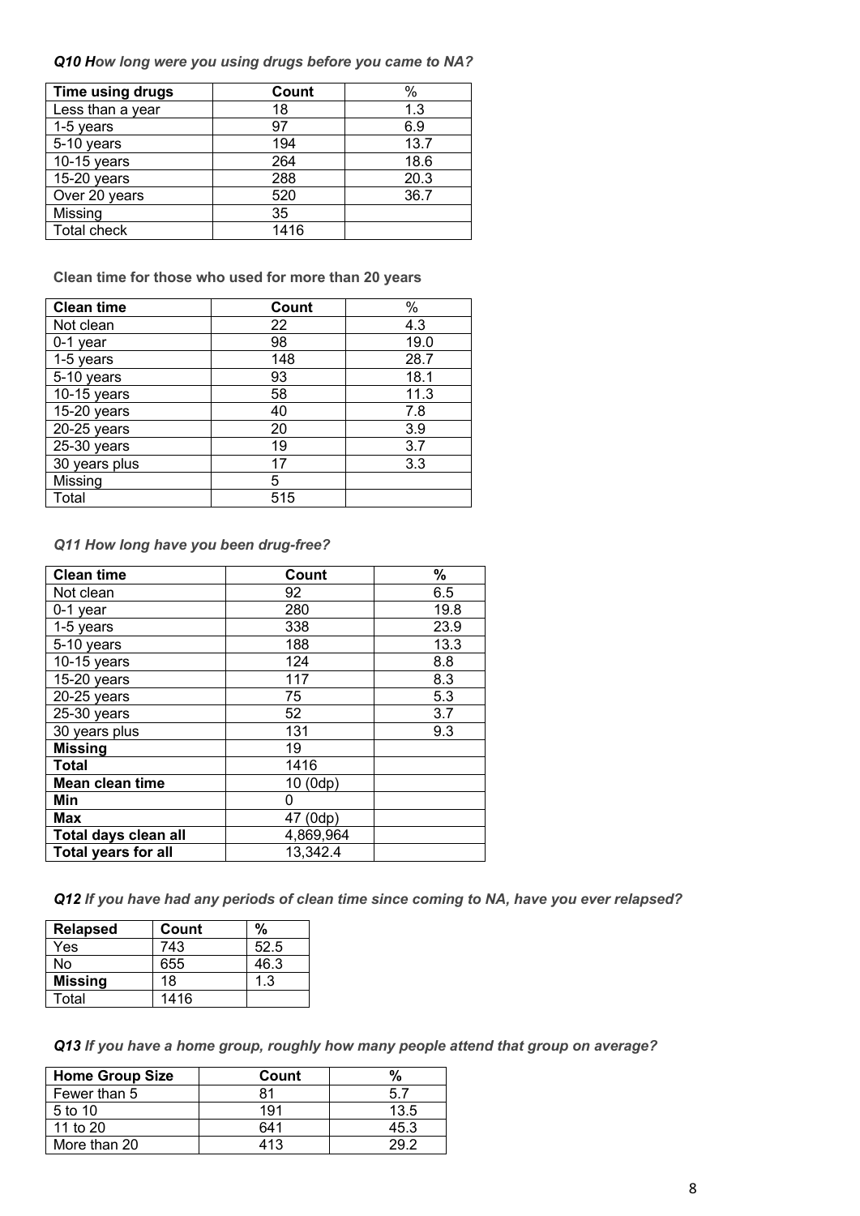***Q10 How long were you using drugs before you came to NA?***

| Time using drugs | Count | % |
|---|---|---|
| Less than a year | 18 | 1.3 |
| 1-5 years | 97 | 6.9 |
| 5-10 years | 194 | 13.7 |
| 10-15 years | 264 | 18.6 |
| 15-20 years | 288 | 20.3 |
| Over 20 years | 520 | 36.7 |
| Missing | 35 | |
| Total check | 1416 | |

**Clean time for those who used for more than 20 years**

| Clean time | Count | % |
|---|---|---|
| Not clean | 22 | 4.3 |
| 0-1 year | 98 | 19.0 |
| 1-5 years | 148 | 28.7 |
| 5-10 years | 93 | 18.1 |
| 10-15 years | 58 | 11.3 |
| 15-20 years | 40 | 7.8 |
| 20-25 years | 20 | 3.9 |
| 25-30 years | 19 | 3.7 |
| 30 years plus | 17 | 3.3 |
| Missing | 5 | |
| Total | 515 | |

***Q11 How long have you been drug-free?***

| Clean time | Count | % |
|---|---|---|
| Not clean | 92 | 6.5 |
| 0-1 year | 280 | 19.8 |
| 1-5 years | 338 | 23.9 |
| 5-10 years | 188 | 13.3 |
| 10-15 years | 124 | 8.8 |
| 15-20 years | 117 | 8.3 |
| 20-25 years | 75 | 5.3 |
| 25-30 years | 52 | 3.7 |
| 30 years plus | 131 | 9.3 |
| **Missing** | 19 | |
| **Total** | 1416 | |
| **Mean clean time** | 10 (0dp) | |
| **Min** | 0 | |
| **Max** | 47 (0dp) | |
| **Total days clean all** | 4,869,964 | |
| **Total years for all** | 13,342.4 | |

***Q12 If you have had any periods of clean time since coming to NA, have you ever relapsed?***

| Relapsed | Count | % |
|---|---|---|
| Yes | 743 | 52.5 |
| No | 655 | 46.3 |
| **Missing** | 18 | 1.3 |
| Total | 1416 | |

***Q13 If you have a home group, roughly how many people attend that group on average?***

| Home Group Size | Count | % |
|---|---|---|
| Fewer than 5 | 81 | 5.7 |
| 5 to 10 | 191 | 13.5 |
| 11 to 20 | 641 | 45.3 |
| More than 20 | 413 | 29.2 |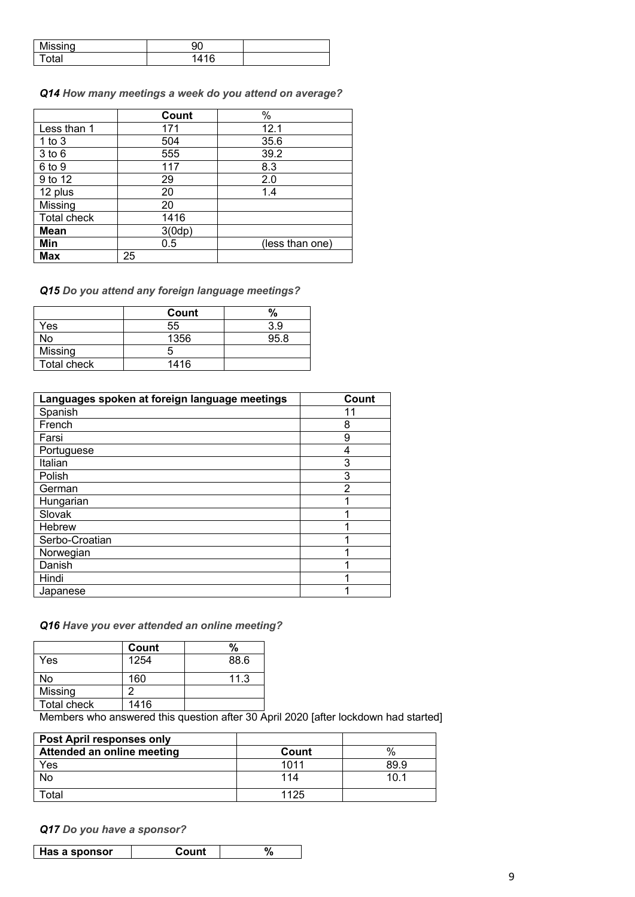| | | |
|---|---|---|
| Missing | 90 | |
| Total | 1416 | |

***Q14** How many meetings a week do you attend on average?*

| | Count | % |
|---|---|---|
| Less than 1 | 171 | 12.1 |
| 1 to 3 | 504 | 35.6 |
| 3 to 6 | 555 | 39.2 |
| 6 to 9 | 117 | 8.3 |
| 9 to 12 | 29 | 2.0 |
| 12 plus | 20 | 1.4 |
| Missing | 20 | |
| Total check | 1416 | |
| **Mean** | 3(0dp) | |
| **Min** | 0.5 | (less than one) |
| **Max** | 25 | |

***Q15** Do you attend any foreign language meetings?*

| | Count | % |
|---|---|---|
| Yes | 55 | 3.9 |
| No | 1356 | 95.8 |
| Missing | 5 | |
| Total check | 1416 | |

| Languages spoken at foreign language meetings | Count |
|---|---|
| Spanish | 11 |
| French | 8 |
| Farsi | 9 |
| Portuguese | 4 |
| Italian | 3 |
| Polish | 3 |
| German | 2 |
| Hungarian | 1 |
| Slovak | 1 |
| Hebrew | 1 |
| Serbo-Croatian | 1 |
| Norwegian | 1 |
| Danish | 1 |
| Hindi | 1 |
| Japanese | 1 |

***Q16** Have you ever attended an online meeting?*

| | Count | % |
|---|---|---|
| Yes | 1254 | 88.6 |
| No | 160 | 11.3 |
| Missing | 2 | |
| Total check | 1416 | |

Members who answered this question after 30 April 2020 [after lockdown had started]

| **Post April responses only** | | |
|---|---|---|
| **Attended an online meeting** | **Count** | % |
| Yes | 1011 | 89.9 |
| No | 114 | 10.1 |
| Total | 1125 | |

***Q17** Do you have a sponsor?*

| Has a sponsor | Count | % |
|---|---|---|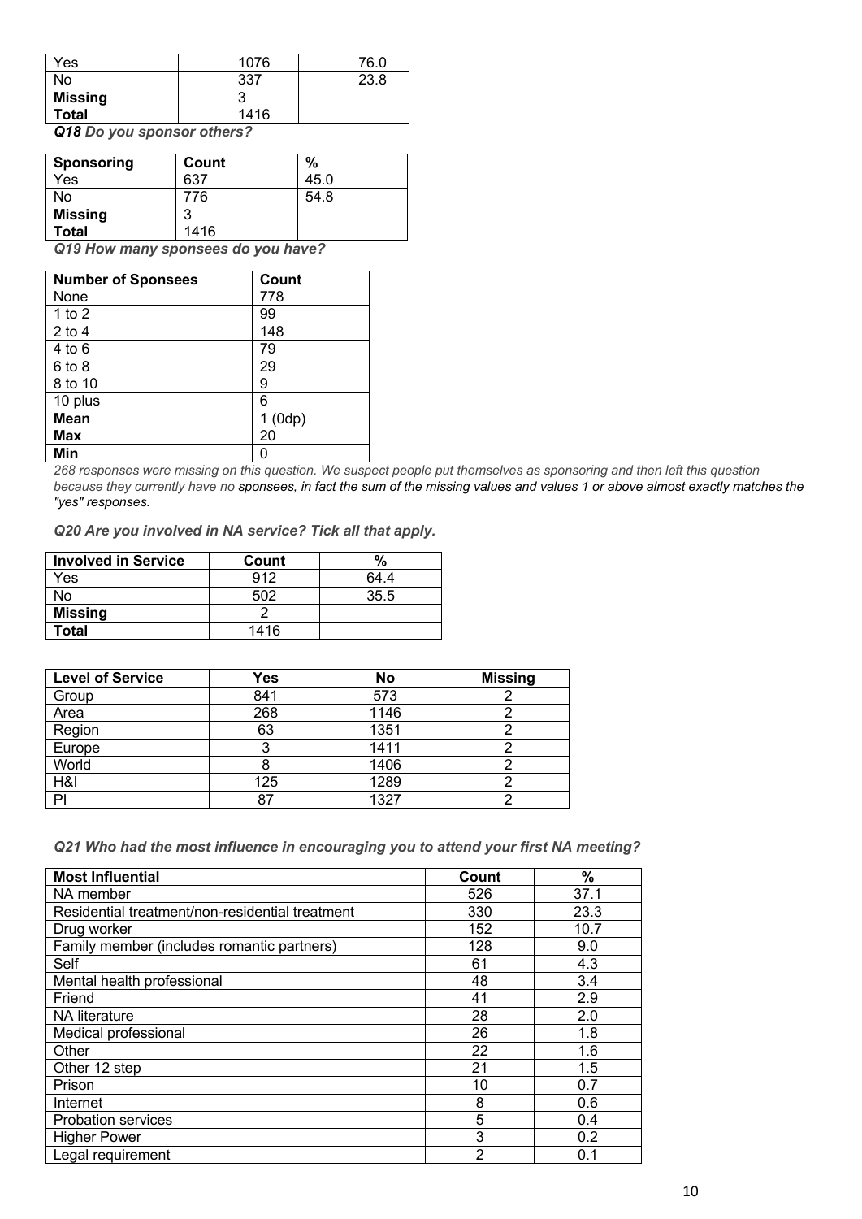| | | |
|---|---|---|
| Yes | 1076 | 76.0 |
| No | 337 | 23.8 |
| **Missing** | 3 | |
| **Total** | 1416 | |

***Q18 Do you sponsor others?***

| Sponsoring | Count | % |
|---|---|---|
| Yes | 637 | 45.0 |
| No | 776 | 54.8 |
| **Missing** | 3 | |
| **Total** | 1416 | |

***Q19 How many sponsees do you have?***

| Number of Sponsees | Count |
|---|---|
| None | 778 |
| 1 to 2 | 99 |
| 2 to 4 | 148 |
| 4 to 6 | 79 |
| 6 to 8 | 29 |
| 8 to 10 | 9 |
| 10 plus | 6 |
| **Mean** | 1 (0dp) |
| **Max** | 20 |
| **Min** | 0 |

*268 responses were missing on this question. We suspect people put themselves as sponsoring and then left this question because they currently have no sponsees, in fact the sum of the missing values and values 1 or above almost exactly matches the "yes" responses.*

***Q20 Are you involved in NA service? Tick all that apply.***

| Involved in Service | Count | % |
|---|---|---|
| Yes | 912 | 64.4 |
| No | 502 | 35.5 |
| **Missing** | 2 | |
| **Total** | 1416 | |

| Level of Service | Yes | No | Missing |
|---|---|---|---|
| Group | 841 | 573 | 2 |
| Area | 268 | 1146 | 2 |
| Region | 63 | 1351 | 2 |
| Europe | 3 | 1411 | 2 |
| World | 8 | 1406 | 2 |
| H&I | 125 | 1289 | 2 |
| PI | 87 | 1327 | 2 |

***Q21 Who had the most influence in encouraging you to attend your first NA meeting?***

| Most Influential | Count | % |
|---|---|---|
| NA member | 526 | 37.1 |
| Residential treatment/non-residential treatment | 330 | 23.3 |
| Drug worker | 152 | 10.7 |
| Family member (includes romantic partners) | 128 | 9.0 |
| Self | 61 | 4.3 |
| Mental health professional | 48 | 3.4 |
| Friend | 41 | 2.9 |
| NA literature | 28 | 2.0 |
| Medical professional | 26 | 1.8 |
| Other | 22 | 1.6 |
| Other 12 step | 21 | 1.5 |
| Prison | 10 | 0.7 |
| Internet | 8 | 0.6 |
| Probation services | 5 | 0.4 |
| Higher Power | 3 | 0.2 |
| Legal requirement | 2 | 0.1 |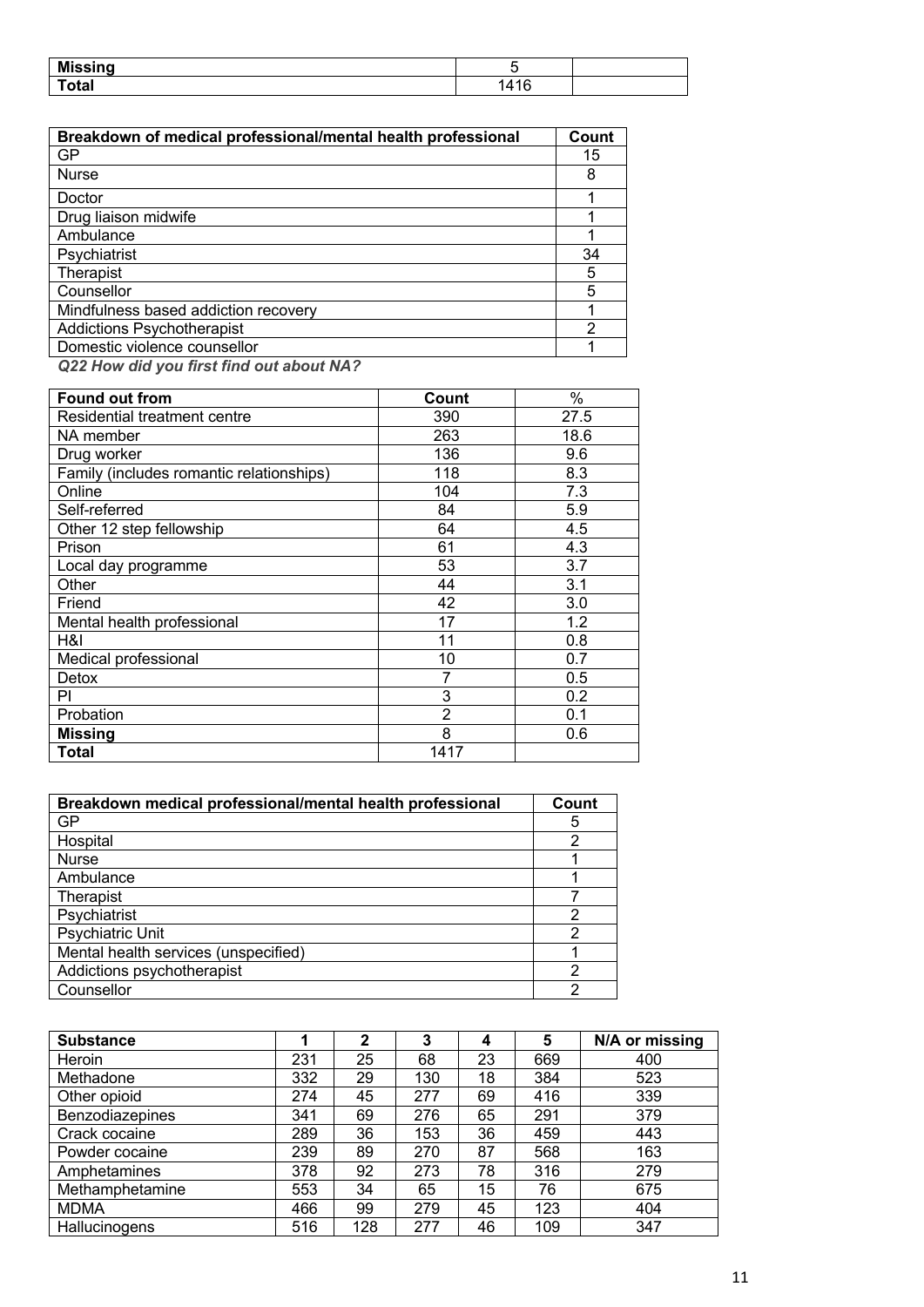| | | |
|---|---|---|
| **Missing** | 5 | |
| **Total** | 1416 | |

| Breakdown of medical professional/mental health professional | Count |
|---|---|
| GP | 15 |
| Nurse | 8 |
| Doctor | 1 |
| Drug liaison midwife | 1 |
| Ambulance | 1 |
| Psychiatrist | 34 |
| Therapist | 5 |
| Counsellor | 5 |
| Mindfulness based addiction recovery | 1 |
| Addictions Psychotherapist | 2 |
| Domestic violence counsellor | 1 |

***Q22 How did you first find out about NA?***

| Found out from | Count | % |
|---|---|---|
| Residential treatment centre | 390 | 27.5 |
| NA member | 263 | 18.6 |
| Drug worker | 136 | 9.6 |
| Family (includes romantic relationships) | 118 | 8.3 |
| Online | 104 | 7.3 |
| Self-referred | 84 | 5.9 |
| Other 12 step fellowship | 64 | 4.5 |
| Prison | 61 | 4.3 |
| Local day programme | 53 | 3.7 |
| Other | 44 | 3.1 |
| Friend | 42 | 3.0 |
| Mental health professional | 17 | 1.2 |
| H&I | 11 | 0.8 |
| Medical professional | 10 | 0.7 |
| Detox | 7 | 0.5 |
| PI | 3 | 0.2 |
| Probation | 2 | 0.1 |
| **Missing** | 8 | 0.6 |
| **Total** | 1417 | |

| Breakdown medical professional/mental health professional | Count |
|---|---|
| GP | 5 |
| Hospital | 2 |
| Nurse | 1 |
| Ambulance | 1 |
| Therapist | 7 |
| Psychiatrist | 2 |
| Psychiatric Unit | 2 |
| Mental health services (unspecified) | 1 |
| Addictions psychotherapist | 2 |
| Counsellor | 2 |

| Substance | 1 | 2 | 3 | 4 | 5 | N/A or missing |
|---|---|---|---|---|---|---|
| Heroin | 231 | 25 | 68 | 23 | 669 | 400 |
| Methadone | 332 | 29 | 130 | 18 | 384 | 523 |
| Other opioid | 274 | 45 | 277 | 69 | 416 | 339 |
| Benzodiazepines | 341 | 69 | 276 | 65 | 291 | 379 |
| Crack cocaine | 289 | 36 | 153 | 36 | 459 | 443 |
| Powder cocaine | 239 | 89 | 270 | 87 | 568 | 163 |
| Amphetamines | 378 | 92 | 273 | 78 | 316 | 279 |
| Methamphetamine | 553 | 34 | 65 | 15 | 76 | 675 |
| MDMA | 466 | 99 | 279 | 45 | 123 | 404 |
| Hallucinogens | 516 | 128 | 277 | 46 | 109 | 347 |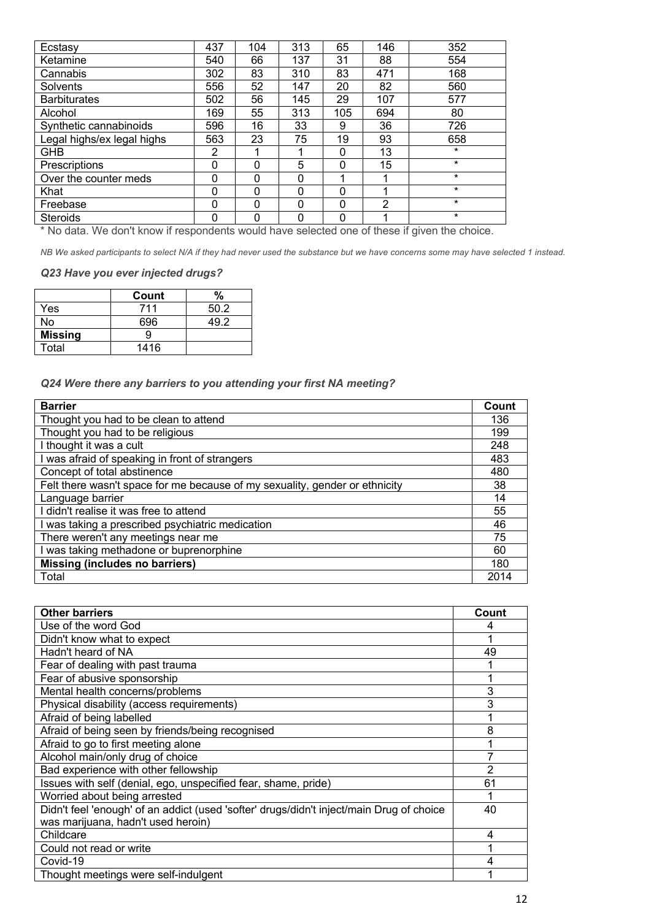| | | | | | | |
|---|---|---|---|---|---|---|
| Ecstasy | 437 | 104 | 313 | 65 | 146 | 352 |
| Ketamine | 540 | 66 | 137 | 31 | 88 | 554 |
| Cannabis | 302 | 83 | 310 | 83 | 471 | 168 |
| Solvents | 556 | 52 | 147 | 20 | 82 | 560 |
| Barbiturates | 502 | 56 | 145 | 29 | 107 | 577 |
| Alcohol | 169 | 55 | 313 | 105 | 694 | 80 |
| Synthetic cannabinoids | 596 | 16 | 33 | 9 | 36 | 726 |
| Legal highs/ex legal highs | 563 | 23 | 75 | 19 | 93 | 658 |
| GHB | 2 | 1 | 1 | 0 | 13 | * |
| Prescriptions | 0 | 0 | 5 | 0 | 15 | * |
| Over the counter meds | 0 | 0 | 0 | 1 | 1 | * |
| Khat | 0 | 0 | 0 | 0 | 1 | * |
| Freebase | 0 | 0 | 0 | 0 | 2 | * |
| Steroids | 0 | 0 | 0 | 0 | 1 | * |

* No data. We don't know if respondents would have selected one of these if given the choice.

*NB We asked participants to select N/A if they had never used the substance but we have concerns some may have selected 1 instead.*

### *Q23 Have you ever injected drugs?*

| | Count | % |
|---|---|---|
| Yes | 711 | 50.2 |
| No | 696 | 49.2 |
| **Missing** | 9 | |
| Total | 1416 | |

### *Q24 Were there any barriers to you attending your first NA meeting?*

| Barrier | Count |
|---|---|
| Thought you had to be clean to attend | 136 |
| Thought you had to be religious | 199 |
| I thought it was a cult | 248 |
| I was afraid of speaking in front of strangers | 483 |
| Concept of total abstinence | 480 |
| Felt there wasn't space for me because of my sexuality, gender or ethnicity | 38 |
| Language barrier | 14 |
| I didn't realise it was free to attend | 55 |
| I was taking a prescribed psychiatric medication | 46 |
| There weren't any meetings near me | 75 |
| I was taking methadone or buprenorphine | 60 |
| **Missing (includes no barriers)** | 180 |
| Total | 2014 |

| Other barriers | Count |
|---|---|
| Use of the word God | 4 |
| Didn't know what to expect | 1 |
| Hadn't heard of NA | 49 |
| Fear of dealing with past trauma | 1 |
| Fear of abusive sponsorship | 1 |
| Mental health concerns/problems | 3 |
| Physical disability (access requirements) | 3 |
| Afraid of being labelled | 1 |
| Afraid of being seen by friends/being recognised | 8 |
| Afraid to go to first meeting alone | 1 |
| Alcohol main/only drug of choice | 7 |
| Bad experience with other fellowship | 2 |
| Issues with self (denial, ego, unspecified fear, shame, pride) | 61 |
| Worried about being arrested | 1 |
| Didn't feel 'enough' of an addict (used 'softer' drugs/didn't inject/main Drug of choice was marijuana, hadn't used heroin) | 40 |
| Childcare | 4 |
| Could not read or write | 1 |
| Covid-19 | 4 |
| Thought meetings were self-indulgent | 1 |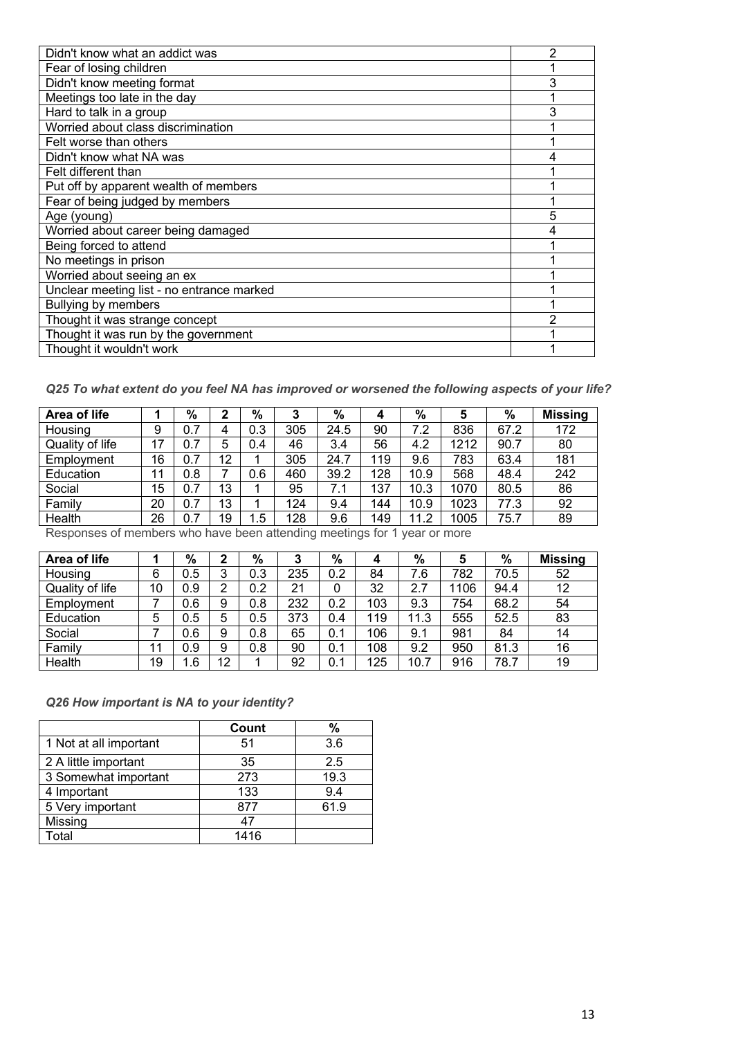| | |
|---|---|
| Didn't know what an addict was | 2 |
| Fear of losing children | 1 |
| Didn't know meeting format | 3 |
| Meetings too late in the day | 1 |
| Hard to talk in a group | 3 |
| Worried about class discrimination | 1 |
| Felt worse than others | 1 |
| Didn't know what NA was | 4 |
| Felt different than | 1 |
| Put off by apparent wealth of members | 1 |
| Fear of being judged by members | 1 |
| Age (young) | 5 |
| Worried about career being damaged | 4 |
| Being forced to attend | 1 |
| No meetings in prison | 1 |
| Worried about seeing an ex | 1 |
| Unclear meeting list - no entrance marked | 1 |
| Bullying by members | 1 |
| Thought it was strange concept | 2 |
| Thought it was run by the government | 1 |
| Thought it wouldn't work | 1 |

***Q25 To what extent do you feel NA has improved or worsened the following aspects of your life?***

| Area of life | 1 | % | 2 | % | 3 | % | 4 | % | 5 | % | Missing |
|---|---|---|---|---|---|---|---|---|---|---|---|
| Housing | 9 | 0.7 | 4 | 0.3 | 305 | 24.5 | 90 | 7.2 | 836 | 67.2 | 172 |
| Quality of life | 17 | 0.7 | 5 | 0.4 | 46 | 3.4 | 56 | 4.2 | 1212 | 90.7 | 80 |
| Employment | 16 | 0.7 | 12 | 1 | 305 | 24.7 | 119 | 9.6 | 783 | 63.4 | 181 |
| Education | 11 | 0.8 | 7 | 0.6 | 460 | 39.2 | 128 | 10.9 | 568 | 48.4 | 242 |
| Social | 15 | 0.7 | 13 | 1 | 95 | 7.1 | 137 | 10.3 | 1070 | 80.5 | 86 |
| Family | 20 | 0.7 | 13 | 1 | 124 | 9.4 | 144 | 10.9 | 1023 | 77.3 | 92 |
| Health | 26 | 0.7 | 19 | 1.5 | 128 | 9.6 | 149 | 11.2 | 1005 | 75.7 | 89 |

Responses of members who have been attending meetings for 1 year or more

| Area of life | 1 | % | 2 | % | 3 | % | 4 | % | 5 | % | Missing |
|---|---|---|---|---|---|---|---|---|---|---|---|
| Housing | 6 | 0.5 | 3 | 0.3 | 235 | 0.2 | 84 | 7.6 | 782 | 70.5 | 52 |
| Quality of life | 10 | 0.9 | 2 | 0.2 | 21 | 0 | 32 | 2.7 | 1106 | 94.4 | 12 |
| Employment | 7 | 0.6 | 9 | 0.8 | 232 | 0.2 | 103 | 9.3 | 754 | 68.2 | 54 |
| Education | 5 | 0.5 | 5 | 0.5 | 373 | 0.4 | 119 | 11.3 | 555 | 52.5 | 83 |
| Social | 7 | 0.6 | 9 | 0.8 | 65 | 0.1 | 106 | 9.1 | 981 | 84 | 14 |
| Family | 11 | 0.9 | 9 | 0.8 | 90 | 0.1 | 108 | 9.2 | 950 | 81.3 | 16 |
| Health | 19 | 1.6 | 12 | 1 | 92 | 0.1 | 125 | 10.7 | 916 | 78.7 | 19 |

***Q26 How important is NA to your identity?***

| | Count | % |
|---|---|---|
| 1 Not at all important | 51 | 3.6 |
| 2 A little important | 35 | 2.5 |
| 3 Somewhat important | 273 | 19.3 |
| 4 Important | 133 | 9.4 |
| 5 Very important | 877 | 61.9 |
| Missing | 47 | |
| Total | 1416 | |